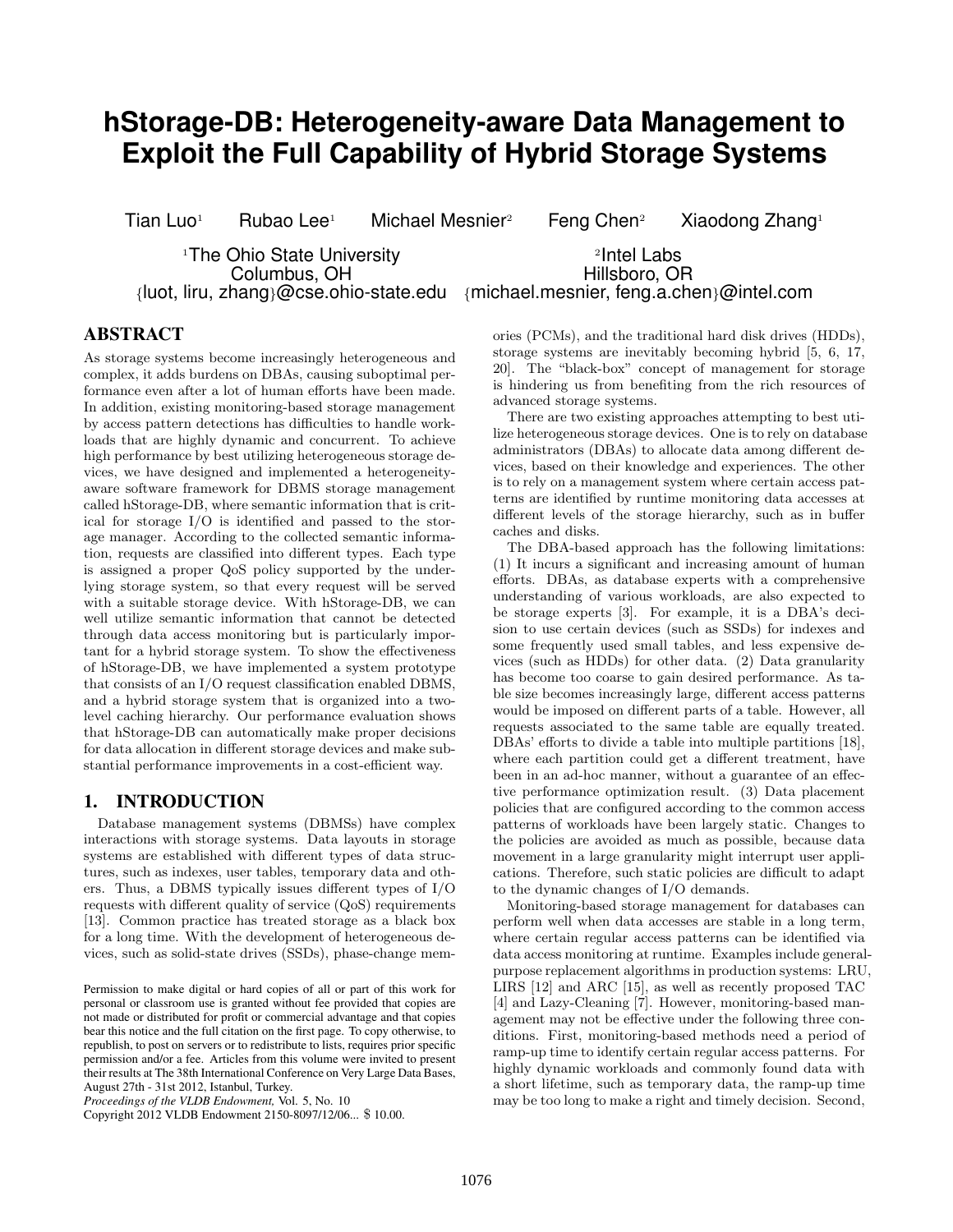# hStorage-DB: Heterogeneity-aware Data Management to Exploit the Full Capability of Hybrid Storage Systems

Tian Luo[1] Rubao Lee[1] Michael Mesnier[2] Feng Chen[2] Xiaodong Zhang[1]

[1]The Ohio State University
Columbus, OH
{luot, liru, zhang}@cse.ohio-state.edu

[2]Intel Labs
Hillsboro, OR
{michael.mesnier, feng.a.chen}@intel.com

## ABSTRACT

As storage systems become increasingly heterogeneous and complex, it adds burdens on DBAs, causing suboptimal performance even after a lot of human efforts have been made. In addition, existing monitoring-based storage management by access pattern detections has difficulties to handle workloads that are highly dynamic and concurrent. To achieve high performance by best utilizing heterogeneous storage devices, we have designed and implemented a heterogeneity-aware software framework for DBMS storage management called hStorage-DB, where semantic information that is critical for storage I/O is identified and passed to the storage manager. According to the collected semantic information, requests are classified into different types. Each type is assigned a proper QoS policy supported by the underlying storage system, so that every request will be served with a suitable storage device. With hStorage-DB, we can well utilize semantic information that cannot be detected through data access monitoring but is particularly important for a hybrid storage system. To show the effectiveness of hStorage-DB, we have implemented a system prototype that consists of an I/O request classification enabled DBMS, and a hybrid storage system that is organized into a two-level caching hierarchy. Our performance evaluation shows that hStorage-DB can automatically make proper decisions for data allocation in different storage devices and make substantial performance improvements in a cost-efficient way.

## 1. INTRODUCTION

Database management systems (DBMSs) have complex interactions with storage systems. Data layouts in storage systems are established with different types of data structures, such as indexes, user tables, temporary data and others. Thus, a DBMS typically issues different types of I/O requests with different quality of service (QoS) requirements [13]. Common practice has treated storage as a black box for a long time. With the development of heterogeneous devices, such as solid-state drives (SSDs), phase-change memories (PCMs), and the traditional hard disk drives (HDDs), storage systems are inevitably becoming hybrid [5, 6, 17, 20]. The "black-box" concept of management for storage is hindering us from benefiting from the rich resources of advanced storage systems.

There are two existing approaches attempting to best utilize heterogeneous storage devices. One is to rely on database administrators (DBAs) to allocate data among different devices, based on their knowledge and experiences. The other is to rely on a management system where certain access patterns are identified by runtime monitoring data accesses at different levels of the storage hierarchy, such as in buffer caches and disks.

The DBA-based approach has the following limitations: (1) It incurs a significant and increasing amount of human efforts. DBAs, as database experts with a comprehensive understanding of various workloads, are also expected to be storage experts [3]. For example, it is a DBA's decision to use certain devices (such as SSDs) for indexes and some frequently used small tables, and less expensive devices (such as HDDs) for other data. (2) Data granularity has become too coarse to gain desired performance. As table size becomes increasingly large, different access patterns would be imposed on different parts of a table. However, all requests associated to the same table are equally treated. DBAs' efforts to divide a table into multiple partitions [18], where each partition could get a different treatment, have been in an ad-hoc manner, without a guarantee of an effective performance optimization result. (3) Data placement policies that are configured according to the common access patterns of workloads have been largely static. Changes to the policies are avoided as much as possible, because data movement in a large granularity might interrupt user applications. Therefore, such static policies are difficult to adapt to the dynamic changes of I/O demands.

Monitoring-based storage management for databases can perform well when data accesses are stable in a long term, where certain regular access patterns can be identified via data access monitoring at runtime. Examples include general-purpose replacement algorithms in production systems: LRU, LIRS [12] and ARC [15], as well as recently proposed TAC [4] and Lazy-Cleaning [7]. However, monitoring-based management may not be effective under the following three conditions. First, monitoring-based methods need a period of ramp-up time to identify certain regular access patterns. For highly dynamic workloads and commonly found data with a short lifetime, such as temporary data, the ramp-up time may be too long to make a right and timely decision. Second,

Permission to make digital or hard copies of all or part of this work for personal or classroom use is granted without fee provided that copies are not made or distributed for profit or commercial advantage and that copies bear this notice and the full citation on the first page. To copy otherwise, to republish, to post on servers or to redistribute to lists, requires prior specific permission and/or a fee. Articles from this volume were invited to present their results at The 38th International Conference on Very Large Data Bases, August 27th - 31st 2012, Istanbul, Turkey.
*Proceedings of the VLDB Endowment,* Vol. 5, No. 10
Copyright 2012 VLDB Endowment 2150-8097/12/06... $ 10.00.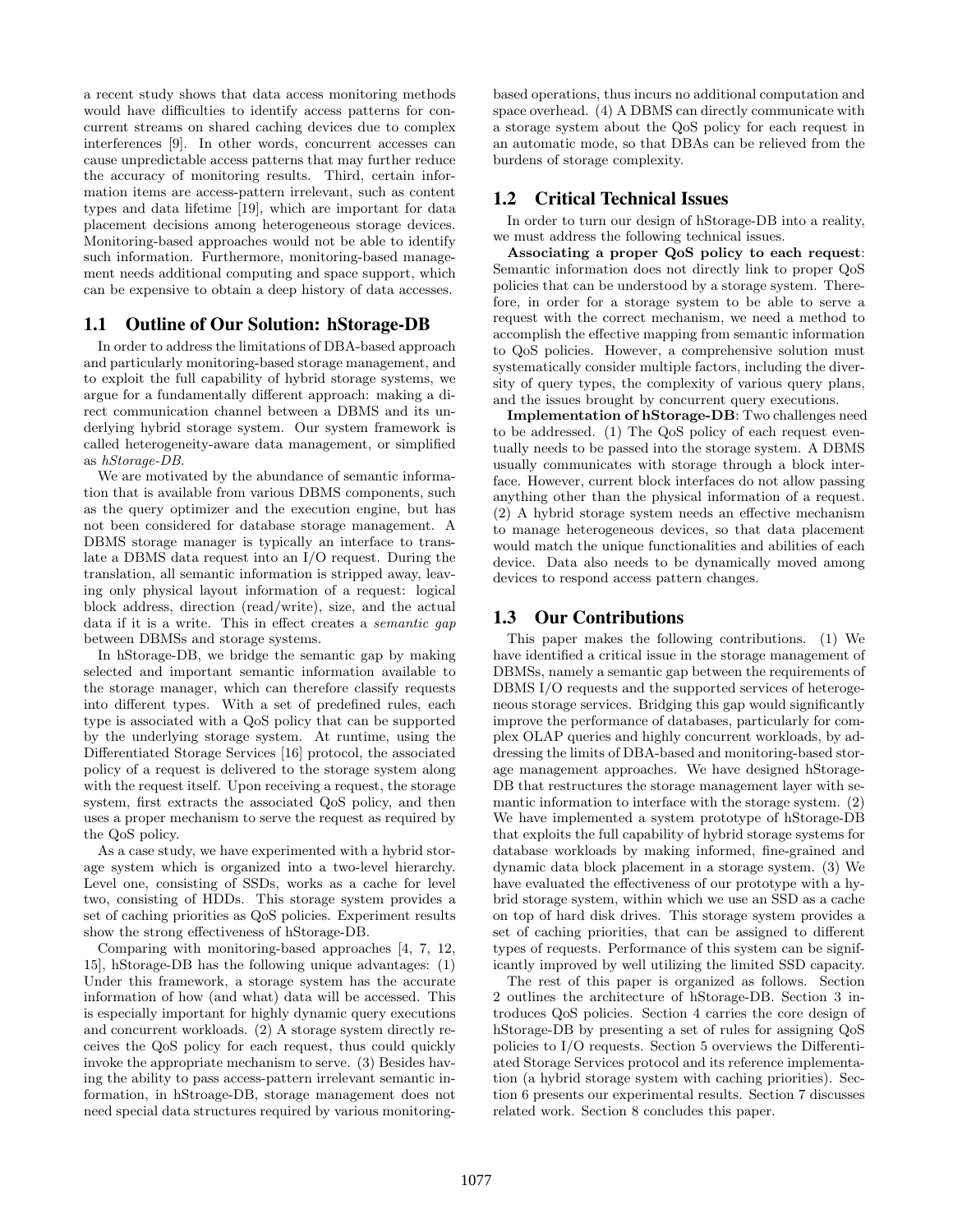a recent study shows that data access monitoring methods would have difficulties to identify access patterns for concurrent streams on shared caching devices due to complex interferences [9]. In other words, concurrent accesses can cause unpredictable access patterns that may further reduce the accuracy of monitoring results. Third, certain information items are access-pattern irrelevant, such as content types and data lifetime [19], which are important for data placement decisions among heterogeneous storage devices. Monitoring-based approaches would not be able to identify such information. Furthermore, monitoring-based management needs additional computing and space support, which can be expensive to obtain a deep history of data accesses.

## 1.1 Outline of Our Solution: hStorage-DB

In order to address the limitations of DBA-based approach and particularly monitoring-based storage management, and to exploit the full capability of hybrid storage systems, we argue for a fundamentally different approach: making a direct communication channel between a DBMS and its underlying hybrid storage system. Our system framework is called heterogeneity-aware data management, or simplified as *hStorage-DB*.

We are motivated by the abundance of semantic information that is available from various DBMS components, such as the query optimizer and the execution engine, but has not been considered for database storage management. A DBMS storage manager is typically an interface to translate a DBMS data request into an I/O request. During the translation, all semantic information is stripped away, leaving only physical layout information of a request: logical block address, direction (read/write), size, and the actual data if it is a write. This in effect creates a *semantic gap* between DBMSs and storage systems.

In hStorage-DB, we bridge the semantic gap by making selected and important semantic information available to the storage manager, which can therefore classify requests into different types. With a set of predefined rules, each type is associated with a QoS policy that can be supported by the underlying storage system. At runtime, using the Differentiated Storage Services [16] protocol, the associated policy of a request is delivered to the storage system along with the request itself. Upon receiving a request, the storage system, first extracts the associated QoS policy, and then uses a proper mechanism to serve the request as required by the QoS policy.

As a case study, we have experimented with a hybrid storage system which is organized into a two-level hierarchy. Level one, consisting of SSDs, works as a cache for level two, consisting of HDDs. This storage system provides a set of caching priorities as QoS policies. Experiment results show the strong effectiveness of hStorage-DB.

Comparing with monitoring-based approaches [4, 7, 12, 15], hStorage-DB has the following unique advantages: (1) Under this framework, a storage system has the accurate information of how (and what) data will be accessed. This is especially important for highly dynamic query executions and concurrent workloads. (2) A storage system directly receives the QoS policy for each request, thus could quickly invoke the appropriate mechanism to serve. (3) Besides having the ability to pass access-pattern irrelevant semantic information, in hStroage-DB, storage management does not need special data structures required by various monitoring-based operations, thus incurs no additional computation and space overhead. (4) A DBMS can directly communicate with a storage system about the QoS policy for each request in an automatic mode, so that DBAs can be relieved from the burdens of storage complexity.

## 1.2 Critical Technical Issues

In order to turn our design of hStorage-DB into a reality, we must address the following technical issues.

**Associating a proper QoS policy to each request**: Semantic information does not directly link to proper QoS policies that can be understood by a storage system. Therefore, in order for a storage system to be able to serve a request with the correct mechanism, we need a method to accomplish the effective mapping from semantic information to QoS policies. However, a comprehensive solution must systematically consider multiple factors, including the diversity of query types, the complexity of various query plans, and the issues brought by concurrent query executions.

**Implementation of hStorage-DB**: Two challenges need to be addressed. (1) The QoS policy of each request eventually needs to be passed into the storage system. A DBMS usually communicates with storage through a block interface. However, current block interfaces do not allow passing anything other than the physical information of a request. (2) A hybrid storage system needs an effective mechanism to manage heterogeneous devices, so that data placement would match the unique functionalities and abilities of each device. Data also needs to be dynamically moved among devices to respond access pattern changes.

## 1.3 Our Contributions

This paper makes the following contributions. (1) We have identified a critical issue in the storage management of DBMSs, namely a semantic gap between the requirements of DBMS I/O requests and the supported services of heterogeneous storage services. Bridging this gap would significantly improve the performance of databases, particularly for complex OLAP queries and highly concurrent workloads, by addressing the limits of DBA-based and monitoring-based storage management approaches. We have designed hStorage-DB that restructures the storage management layer with semantic information to interface with the storage system. (2) We have implemented a system prototype of hStorage-DB that exploits the full capability of hybrid storage systems for database workloads by making informed, fine-grained and dynamic data block placement in a storage system. (3) We have evaluated the effectiveness of our prototype with a hybrid storage system, within which we use an SSD as a cache on top of hard disk drives. This storage system provides a set of caching priorities, that can be assigned to different types of requests. Performance of this system can be significantly improved by well utilizing the limited SSD capacity.

The rest of this paper is organized as follows. Section 2 outlines the architecture of hStorage-DB. Section 3 introduces QoS policies. Section 4 carries the core design of hStorage-DB by presenting a set of rules for assigning QoS policies to I/O requests. Section 5 overviews the Differentiated Storage Services protocol and its reference implementation (a hybrid storage system with caching priorities). Section 6 presents our experimental results. Section 7 discusses related work. Section 8 concludes this paper.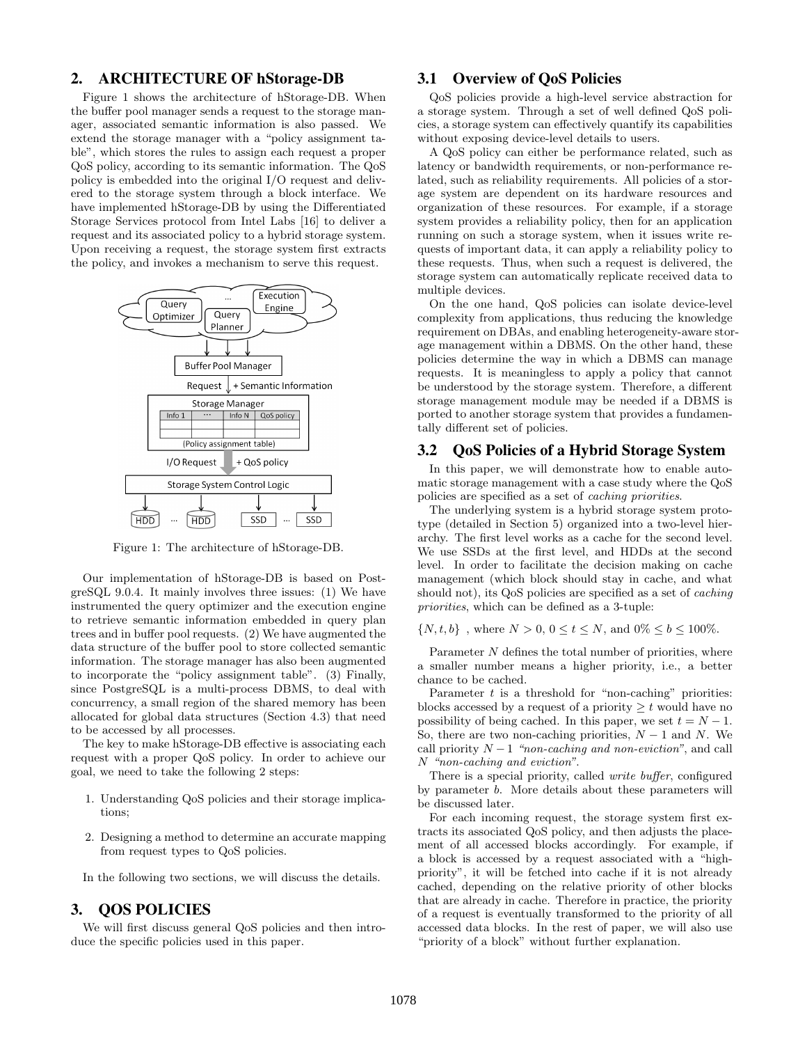## 2. ARCHITECTURE OF hStorage-DB

Figure 1 shows the architecture of hStorage-DB. When the buffer pool manager sends a request to the storage manager, associated semantic information is also passed. We extend the storage manager with a "policy assignment table", which stores the rules to assign each request a proper QoS policy, according to its semantic information. The QoS policy is embedded into the original I/O request and delivered to the storage system through a block interface. We have implemented hStorage-DB by using the Differentiated Storage Services protocol from Intel Labs [16] to deliver a request and its associated policy to a hybrid storage system. Upon receiving a request, the storage system first extracts the policy, and invokes a mechanism to serve this request.

Figure 1: The architecture of hStorage-DB.

Our implementation of hStorage-DB is based on PostgreSQL 9.0.4. It mainly involves three issues: (1) We have instrumented the query optimizer and the execution engine to retrieve semantic information embedded in query plan trees and in buffer pool requests. (2) We have augmented the data structure of the buffer pool to store collected semantic information. The storage manager has also been augmented to incorporate the "policy assignment table". (3) Finally, since PostgreSQL is a multi-process DBMS, to deal with concurrency, a small region of the shared memory has been allocated for global data structures (Section 4.3) that need to be accessed by all processes.

The key to make hStorage-DB effective is associating each request with a proper QoS policy. In order to achieve our goal, we need to take the following 2 steps:

1. Understanding QoS policies and their storage implications;
2. Designing a method to determine an accurate mapping from request types to QoS policies.

In the following two sections, we will discuss the details.

## 3. QOS POLICIES

We will first discuss general QoS policies and then introduce the specific policies used in this paper.

### 3.1 Overview of QoS Policies

QoS policies provide a high-level service abstraction for a storage system. Through a set of well defined QoS policies, a storage system can effectively quantify its capabilities without exposing device-level details to users.

A QoS policy can either be performance related, such as latency or bandwidth requirements, or non-performance related, such as reliability requirements. All policies of a storage system are dependent on its hardware resources and organization of these resources. For example, if a storage system provides a reliability policy, then for an application running on such a storage system, when it issues write requests of important data, it can apply a reliability policy to these requests. Thus, when such a request is delivered, the storage system can automatically replicate received data to multiple devices.

On the one hand, QoS policies can isolate device-level complexity from applications, thus reducing the knowledge requirement on DBAs, and enabling heterogeneity-aware storage management within a DBMS. On the other hand, these policies determine the way in which a DBMS can manage requests. It is meaningless to apply a policy that cannot be understood by the storage system. Therefore, a different storage management module may be needed if a DBMS is ported to another storage system that provides a fundamentally different set of policies.

### 3.2 QoS Policies of a Hybrid Storage System

In this paper, we will demonstrate how to enable automatic storage management with a case study where the QoS policies are specified as a set of *caching priorities*.

The underlying system is a hybrid storage system prototype (detailed in Section 5) organized into a two-level hierarchy. The first level works as a cache for the second level. We use SSDs at the first level, and HDDs at the second level. In order to facilitate the decision making on cache management (which block should stay in cache, and what should not), its QoS policies are specified as a set of *caching priorities*, which can be defined as a 3-tuple:

$\{N, t, b\}$ , where $N > 0$, $0 \leq t \leq N$, and $0\% \leq b \leq 100\%$.

Parameter $N$ defines the total number of priorities, where a smaller number means a higher priority, i.e., a better chance to be cached.

Parameter $t$ is a threshold for "non-caching" priorities: blocks accessed by a request of a priority $\geq t$ would have no possibility of being cached. In this paper, we set $t = N - 1$. So, there are two non-caching priorities, $N - 1$ and $N$. We call priority $N - 1$ *"non-caching and non-eviction"*, and call $N$ *"non-caching and eviction"*.

There is a special priority, called *write buffer*, configured by parameter $b$. More details about these parameters will be discussed later.

For each incoming request, the storage system first extracts its associated QoS policy, and then adjusts the placement of all accessed blocks accordingly. For example, if a block is accessed by a request associated with a "high-priority", it will be fetched into cache if it is not already cached, depending on the relative priority of other blocks that are already in cache. Therefore in practice, the priority of a request is eventually transformed to the priority of all accessed data blocks. In the rest of paper, we will also use "priority of a block" without further explanation.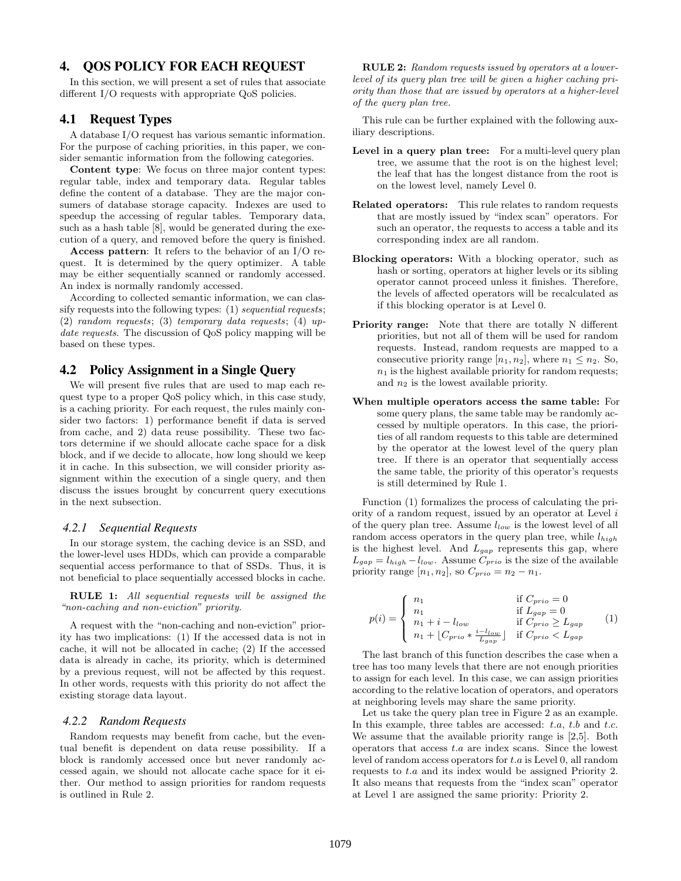## 4. QOS POLICY FOR EACH REQUEST

In this section, we will present a set of rules that associate different I/O requests with appropriate QoS policies.

### 4.1 Request Types

A database I/O request has various semantic information. For the purpose of caching priorities, in this paper, we consider semantic information from the following categories.

**Content type**: We focus on three major content types: regular table, index and temporary data. Regular tables define the content of a database. They are the major consumers of database storage capacity. Indexes are used to speedup the accessing of regular tables. Temporary data, such as a hash table [8], would be generated during the execution of a query, and removed before the query is finished.

**Access pattern**: It refers to the behavior of an I/O request. It is determined by the query optimizer. A table may be either sequentially scanned or randomly accessed. An index is normally randomly accessed.

According to collected semantic information, we can classify requests into the following types: (1) *sequential requests*; (2) *random requests*; (3) *temporary data requests*; (4) *update requests*. The discussion of QoS policy mapping will be based on these types.

### 4.2 Policy Assignment in a Single Query

We will present five rules that are used to map each request type to a proper QoS policy which, in this case study, is a caching priority. For each request, the rules mainly consider two factors: 1) performance benefit if data is served from cache, and 2) data reuse possibility. These two factors determine if we should allocate cache space for a disk block, and if we decide to allocate, how long should we keep it in cache. In this subsection, we will consider priority assignment within the execution of a single query, and then discuss the issues brought by concurrent query executions in the next subsection.

#### 4.2.1 Sequential Requests

In our storage system, the caching device is an SSD, and the lower-level uses HDDs, which can provide a comparable sequential access performance to that of SSDs. Thus, it is not beneficial to place sequentially accessed blocks in cache.

**RULE 1:** *All sequential requests will be assigned the "non-caching and non-eviction" priority.*

A request with the "non-caching and non-eviction" priority has two implications: (1) If the accessed data is not in cache, it will not be allocated in cache; (2) If the accessed data is already in cache, its priority, which is determined by a previous request, will not be affected by this request. In other words, requests with this priority do not affect the existing storage data layout.

#### 4.2.2 Random Requests

Random requests may benefit from cache, but the eventual benefit is dependent on data reuse possibility. If a block is randomly accessed once but never randomly accessed again, we should not allocate cache space for it either. Our method to assign priorities for random requests is outlined in Rule 2.

**RULE 2:** *Random requests issued by operators at a lower-level of its query plan tree will be given a higher caching priority than those that are issued by operators at a higher-level of the query plan tree.*

This rule can be further explained with the following auxiliary descriptions.

- **Level in a query plan tree:** For a multi-level query plan tree, we assume that the root is on the highest level; the leaf that has the longest distance from the root is on the lowest level, namely Level 0.
- **Related operators:** This rule relates to random requests that are mostly issued by "index scan" operators. For such an operator, the requests to access a table and its corresponding index are all random.
- **Blocking operators:** With a blocking operator, such as hash or sorting, operators at higher levels or its sibling operator cannot proceed unless it finishes. Therefore, the levels of affected operators will be recalculated as if this blocking operator is at Level 0.
- **Priority range:** Note that there are totally N different priorities, but not all of them will be used for random requests. Instead, random requests are mapped to a consecutive priority range $[n_1, n_2]$, where $n_1 \leq n_2$. So, $n_1$ is the highest available priority for random requests; and $n_2$ is the lowest available priority.
- **When multiple operators access the same table:** For some query plans, the same table may be randomly accessed by multiple operators. In this case, the priorities of all random requests to this table are determined by the operator at the lowest level of the query plan tree. If there is an operator that sequentially access the same table, the priority of this operator's requests is still determined by Rule 1.

Function (1) formalizes the process of calculating the priority of a random request, issued by an operator at Level $i$ of the query plan tree. Assume $l_{low}$ is the lowest level of all random access operators in the query plan tree, while $l_{high}$ is the highest level. And $L_{gap}$ represents this gap, where $L_{gap} = l_{high} - l_{low}$. Assume $C_{prio}$ is the size of the available priority range $[n_1, n_2]$, so $C_{prio} = n_2 - n_1$.

$$
p(i) = \begin{cases} n_1 & \text{if } C_{prio} = 0 \\ n_1 & \text{if } L_{gap} = 0 \\ n_1 + i - l_{low} & \text{if } C_{prio} \geq L_{gap} \\ n_1 + \lfloor C_{prio} * \frac{i - l_{low}}{L_{gap}} \rfloor & \text{if } C_{prio} < L_{gap} \end{cases} \quad (1)
$$

The last branch of this function describes the case when a tree has too many levels that there are not enough priorities to assign for each level. In this case, we can assign priorities according to the relative location of operators, and operators at neighboring levels may share the same priority.

Let us take the query plan tree in Figure 2 as an example. In this example, three tables are accessed: *t.a*, *t.b* and *t.c*. We assume that the available priority range is [2,5]. Both operators that access *t.a* are index scans. Since the lowest level of random access operators for *t.a* is Level 0, all random requests to *t.a* and its index would be assigned Priority 2. It also means that requests from the "index scan" operator at Level 1 are assigned the same priority: Priority 2.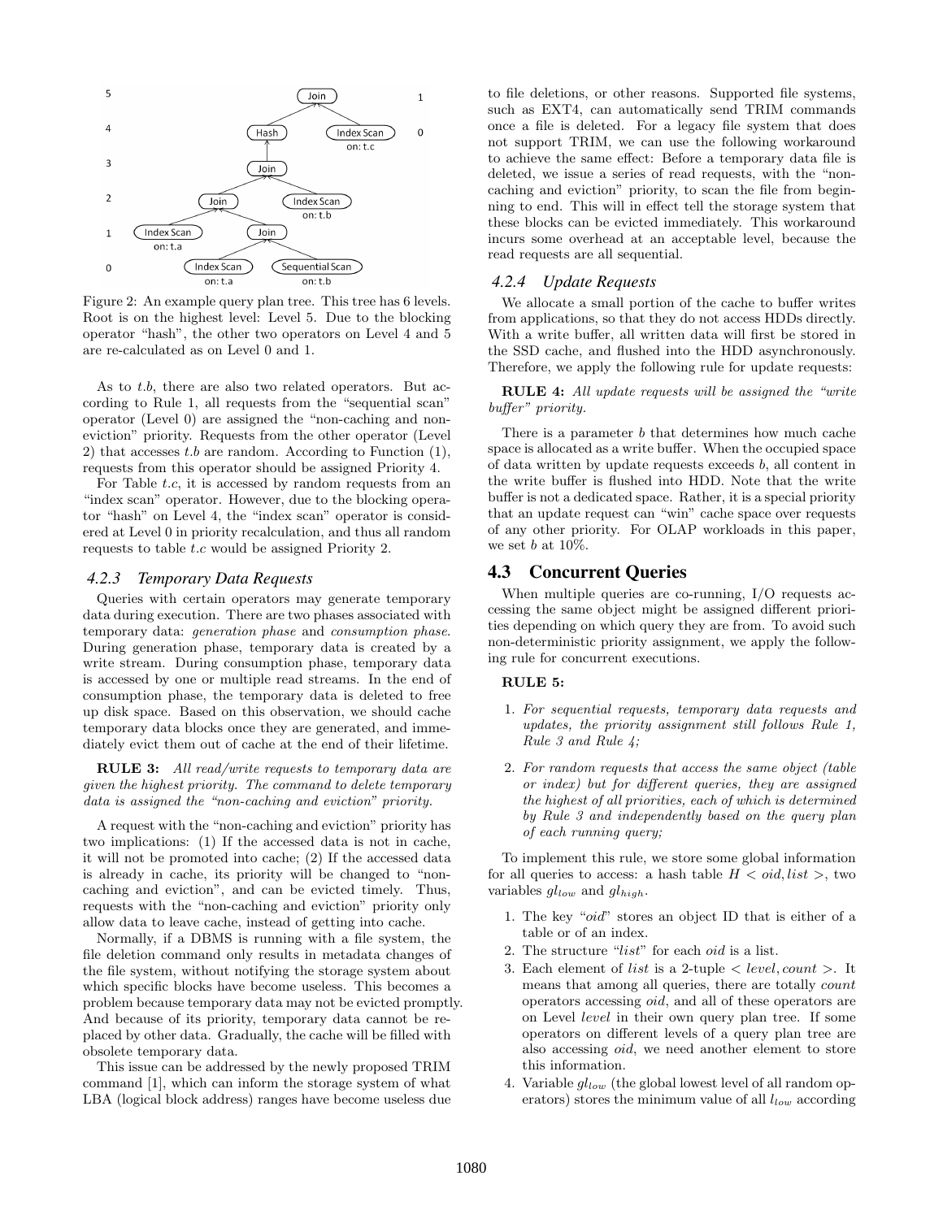Figure 2: An example query plan tree. This tree has 6 levels. Root is on the highest level: Level 5. Due to the blocking operator "hash", the other two operators on Level 4 and 5 are re-calculated as on Level 0 and 1.

As to $t.b$, there are also two related operators. But according to Rule 1, all requests from the "sequential scan" operator (Level 0) are assigned the "non-caching and non-eviction" priority. Requests from the other operator (Level 2) that accesses $t.b$ are random. According to Function (1), requests from this operator should be assigned Priority 4.

For Table $t.c$, it is accessed by random requests from an "index scan" operator. However, due to the blocking operator "hash" on Level 4, the "index scan" operator is considered at Level 0 in priority recalculation, and thus all random requests to table $t.c$ would be assigned Priority 2.

### 4.2.3 Temporary Data Requests

Queries with certain operators may generate temporary data during execution. There are two phases associated with temporary data: *generation phase* and *consumption phase*. During generation phase, temporary data is created by a write stream. During consumption phase, temporary data is accessed by one or multiple read streams. In the end of consumption phase, the temporary data is deleted to free up disk space. Based on this observation, we should cache temporary data blocks once they are generated, and immediately evict them out of cache at the end of their lifetime.

**RULE 3:** *All read/write requests to temporary data are given the highest priority. The command to delete temporary data is assigned the "non-caching and eviction" priority.*

A request with the "non-caching and eviction" priority has two implications: (1) If the accessed data is not in cache, it will not be promoted into cache; (2) If the accessed data is already in cache, its priority will be changed to "non-caching and eviction", and can be evicted timely. Thus, requests with the "non-caching and eviction" priority only allow data to leave cache, instead of getting into cache.

Normally, if a DBMS is running with a file system, the file deletion command only results in metadata changes of the file system, without notifying the storage system about which specific blocks have become useless. This becomes a problem because temporary data may not be evicted promptly. And because of its priority, temporary data cannot be replaced by other data. Gradually, the cache will be filled with obsolete temporary data.

This issue can be addressed by the newly proposed TRIM command [1], which can inform the storage system of what LBA (logical block address) ranges have become useless due to file deletions, or other reasons. Supported file systems, such as EXT4, can automatically send TRIM commands once a file is deleted. For a legacy file system that does not support TRIM, we can use the following workaround to achieve the same effect: Before a temporary data file is deleted, we issue a series of read requests, with the "non-caching and eviction" priority, to scan the file from beginning to end. This will in effect tell the storage system that these blocks can be evicted immediately. This workaround incurs some overhead at an acceptable level, because the read requests are all sequential.

### 4.2.4 Update Requests

We allocate a small portion of the cache to buffer writes from applications, so that they do not access HDDs directly. With a write buffer, all written data will first be stored in the SSD cache, and flushed into the HDD asynchronously. Therefore, we apply the following rule for update requests:

**RULE 4:** *All update requests will be assigned the "write buffer" priority.*

There is a parameter $b$ that determines how much cache space is allocated as a write buffer. When the occupied space of data written by update requests exceeds $b$, all content in the write buffer is flushed into HDD. Note that the write buffer is not a dedicated space. Rather, it is a special priority that an update request can "win" cache space over requests of any other priority. For OLAP workloads in this paper, we set $b$ at 10%.

## 4.3 Concurrent Queries

When multiple queries are co-running, I/O requests accessing the same object might be assigned different priorities depending on which query they are from. To avoid such non-deterministic priority assignment, we apply the following rule for concurrent executions.

**RULE 5:**

1. *For sequential requests, temporary data requests and updates, the priority assignment still follows Rule 1, Rule 3 and Rule 4;*
2. *For random requests that access the same object (table or index) but for different queries, they are assigned the highest of all priorities, each of which is determined by Rule 3 and independently based on the query plan of each running query;*

To implement this rule, we store some global information for all queries to access: a hash table $H < oid, list >$, two variables $gl_{low}$ and $gl_{high}$.

1. The key "$oid$" stores an object ID that is either of a table or of an index.
2. The structure "$list$" for each $oid$ is a list.
3. Each element of $list$ is a 2-tuple $< level, count >$. It means that among all queries, there are totally $count$ operators accessing $oid$, and all of these operators are on Level $level$ in their own query plan tree. If some operators on different levels of a query plan tree are also accessing $oid$, we need another element to store this information.
4. Variable $gl_{low}$ (the global lowest level of all random operators) stores the minimum value of all $l_{low}$ according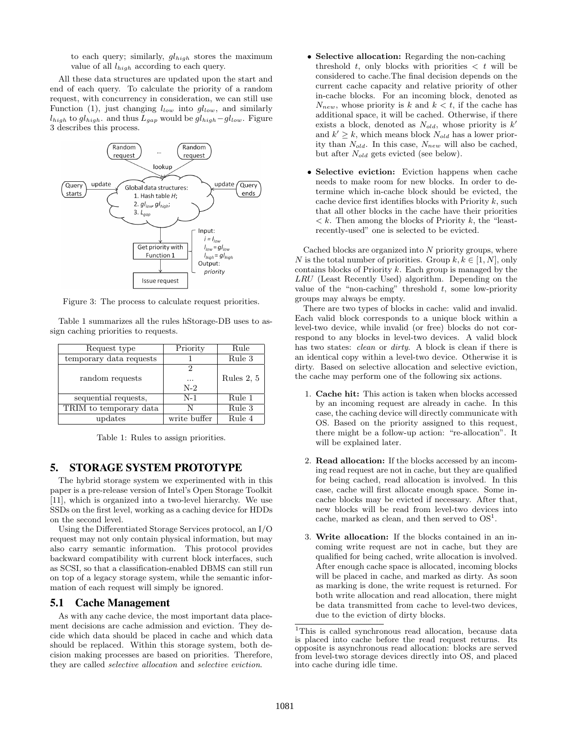to each query; similarly, $gl_{high}$ stores the maximum value of all $l_{high}$ according to each query.

All these data structures are updated upon the start and end of each query. To calculate the priority of a random request, with concurrency in consideration, we can still use Function (1), just changing $l_{low}$ into $gl_{low}$, and similarly $l_{high}$ to $gl_{high}$. and thus $L_{gap}$ would be $gl_{high} - gl_{low}$. Figure 3 describes this process.

Figure 3: The process to calculate request priorities.

Table 1 summarizes all the rules hStorage-DB uses to assign caching priorities to requests.

| Request type | Priority | Rule |
|---|---|---|
| temporary data requests | 1 | Rule 3 |
| random requests | 2 ... N-2 | Rules 2, 5 |
| sequential requests, | N-1 | Rule 1 |
| TRIM to temporary data | N | Rule 3 |
| updates | write buffer | Rule 4 |

Table 1: Rules to assign priorities.

## 5. STORAGE SYSTEM PROTOTYPE

The hybrid storage system we experimented with in this paper is a pre-release version of Intel's Open Storage Toolkit [11], which is organized into a two-level hierarchy. We use SSDs on the first level, working as a caching device for HDDs on the second level.

Using the Differentiated Storage Services protocol, an I/O request may not only contain physical information, but may also carry semantic information. This protocol provides backward compatibility with current block interfaces, such as SCSI, so that a classification-enabled DBMS can still run on top of a legacy storage system, while the semantic information of each request will simply be ignored.

### 5.1 Cache Management

As with any cache device, the most important data placement decisions are cache admission and eviction. They decide which data should be placed in cache and which data should be replaced. Within this storage system, both decision making processes are based on priorities. Therefore, they are called *selective allocation* and *selective eviction*.

- **Selective allocation:** Regarding the non-caching threshold $t$, only blocks with priorities $< t$ will be considered to cache.The final decision depends on the current cache capacity and relative priority of other in-cache blocks. For an incoming block, denoted as $N_{new}$, whose priority is $k$ and $k < t$, if the cache has additional space, it will be cached. Otherwise, if there exists a block, denoted as $N_{old}$, whose priority is $k'$ and $k' \geq k$, which means block $N_{old}$ has a lower priority than $N_{old}$. In this case, $N_{new}$ will also be cached, but after $N_{old}$ gets evicted (see below).

- **Selective eviction:** Eviction happens when cache needs to make room for new blocks. In order to determine which in-cache block should be evicted, the cache device first identifies blocks with Priority $k$, such that all other blocks in the cache have their priorities $< k$. Then among the blocks of Priority $k$, the "least-recently-used" one is selected to be evicted.

Cached blocks are organized into $N$ priority groups, where $N$ is the total number of priorities. Group $k, k \in [1, N]$, only contains blocks of Priority $k$. Each group is managed by the *LRU* (Least Recently Used) algorithm. Depending on the value of the "non-caching" threshold $t$, some low-priority groups may always be empty.

There are two types of blocks in cache: valid and invalid. Each valid block corresponds to a unique block within a level-two device, while invalid (or free) blocks do not correspond to any blocks in level-two devices. A valid block has two states: *clean* or *dirty*. A block is clean if there is an identical copy within a level-two device. Otherwise it is dirty. Based on selective allocation and selective eviction, the cache may perform one of the following six actions.

1. **Cache hit:** This action is taken when blocks accessed by an incoming request are already in cache. In this case, the caching device will directly communicate with OS. Based on the priority assigned to this request, there might be a follow-up action: "re-allocation". It will be explained later.

2. **Read allocation:** If the blocks accessed by an incoming read request are not in cache, but they are qualified for being cached, read allocation is involved. In this case, cache will first allocate enough space. Some in-cache blocks may be evicted if necessary. After that, new blocks will be read from level-two devices into cache, marked as clean, and then served to OS[1].

3. **Write allocation:** If the blocks contained in an incoming write request are not in cache, but they are qualified for being cached, write allocation is involved. After enough cache space is allocated, incoming blocks will be placed in cache, and marked as dirty. As soon as marking is done, the write request is returned. For both write allocation and read allocation, there might be data transmitted from cache to level-two devices, due to the eviction of dirty blocks.

[1] This is called synchronous read allocation, because data is placed into cache before the read request returns. Its opposite is asynchronous read allocation: blocks are served from level-two storage devices directly into OS, and placed into cache during idle time.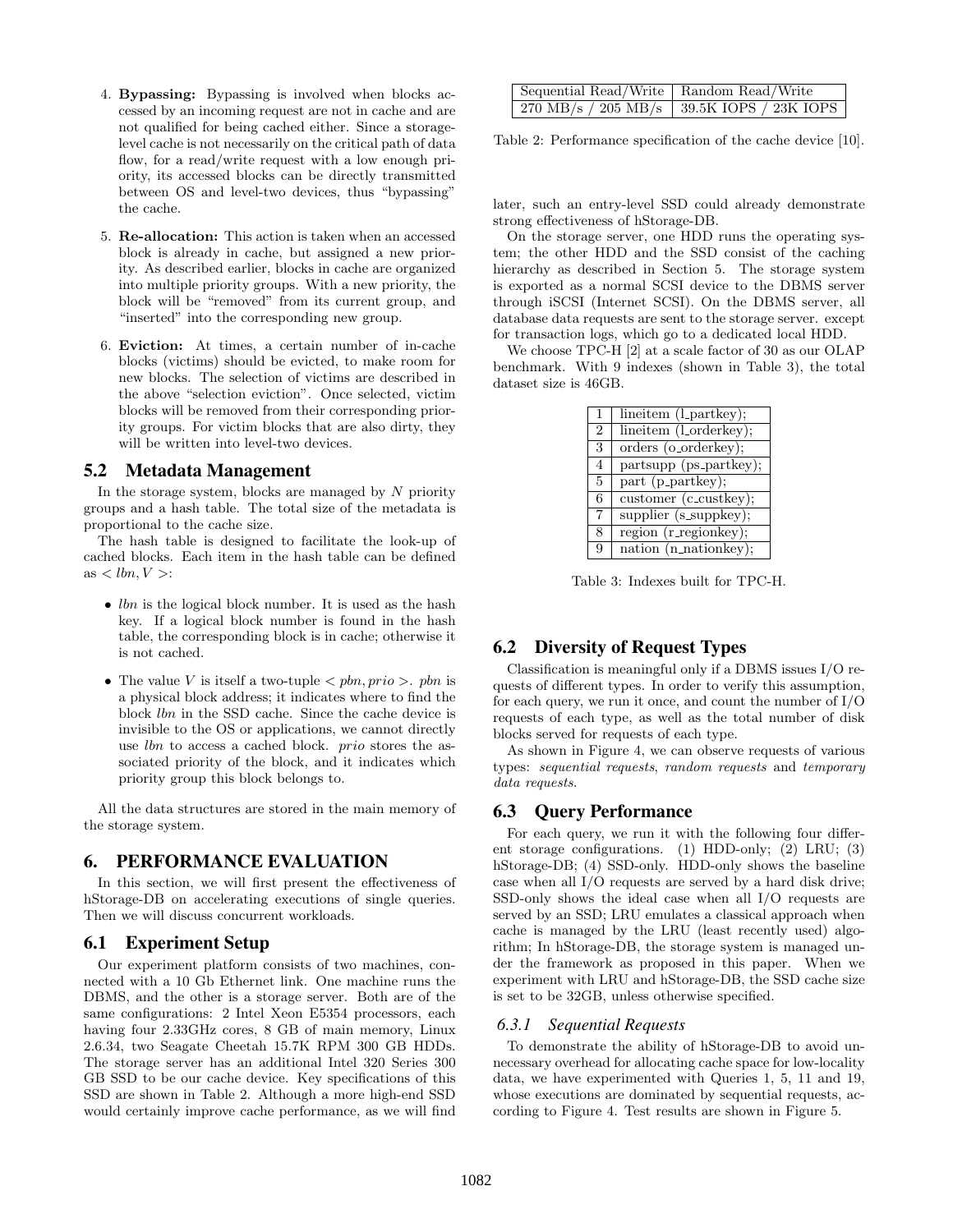4. **Bypassing:** Bypassing is involved when blocks accessed by an incoming request are not in cache and are not qualified for being cached either. Since a storage-level cache is not necessarily on the critical path of data flow, for a read/write request with a low enough priority, its accessed blocks can be directly transmitted between OS and level-two devices, thus "bypassing" the cache.

5. **Re-allocation:** This action is taken when an accessed block is already in cache, but assigned a new priority. As described earlier, blocks in cache are organized into multiple priority groups. With a new priority, the block will be "removed" from its current group, and "inserted" into the corresponding new group.

6. **Eviction:** At times, a certain number of in-cache blocks (victims) should be evicted, to make room for new blocks. The selection of victims are described in the above "selection eviction". Once selected, victim blocks will be removed from their corresponding priority groups. For victim blocks that are also dirty, they will be written into level-two devices.

## 5.2 Metadata Management

In the storage system, blocks are managed by $N$ priority groups and a hash table. The total size of the metadata is proportional to the cache size.

The hash table is designed to facilitate the look-up of cached blocks. Each item in the hash table can be defined as $< lbn, V >$:

- $lbn$ is the logical block number. It is used as the hash key. If a logical block number is found in the hash table, the corresponding block is in cache; otherwise it is not cached.
- The value $V$ is itself a two-tuple $< pbn, prio >$. $pbn$ is a physical block address; it indicates where to find the block $lbn$ in the SSD cache. Since the cache device is invisible to the OS or applications, we cannot directly use $lbn$ to access a cached block. $prio$ stores the associated priority of the block, and it indicates which priority group this block belongs to.

All the data structures are stored in the main memory of the storage system.

# 6. PERFORMANCE EVALUATION

In this section, we will first present the effectiveness of hStorage-DB on accelerating executions of single queries. Then we will discuss concurrent workloads.

## 6.1 Experiment Setup

Our experiment platform consists of two machines, connected with a 10 Gb Ethernet link. One machine runs the DBMS, and the other is a storage server. Both are of the same configurations: 2 Intel Xeon E5354 processors, each having four 2.33GHz cores, 8 GB of main memory, Linux 2.6.34, two Seagate Cheetah 15.7K RPM 300 GB HDDs. The storage server has an additional Intel 320 Series 300 GB SSD to be our cache device. Key specifications of this SSD are shown in Table 2. Although a more high-end SSD would certainly improve cache performance, as we will find later, such an entry-level SSD could already demonstrate strong effectiveness of hStorage-DB.

| Sequential Read/Write | Random Read/Write |
|---|---|
| 270 MB/s / 205 MB/s | 39.5K IOPS / 23K IOPS |

Table 2: Performance specification of the cache device [10].

On the storage server, one HDD runs the operating system; the other HDD and the SSD consist of the caching hierarchy as described in Section 5. The storage system is exported as a normal SCSI device to the DBMS server through iSCSI (Internet SCSI). On the DBMS server, all database data requests are sent to the storage server. except for transaction logs, which go to a dedicated local HDD.

We choose TPC-H [2] at a scale factor of 30 as our OLAP benchmark. With 9 indexes (shown in Table 3), the total dataset size is 46GB.

| | |
|---|---|
| 1 | lineitem (l_partkey); |
| 2 | lineitem (l_orderkey); |
| 3 | orders (o_orderkey); |
| 4 | partsupp (ps_partkey); |
| 5 | part (p_partkey); |
| 6 | customer (c_custkey); |
| 7 | supplier (s_suppkey); |
| 8 | region (r_regionkey); |
| 9 | nation (n_nationkey); |

Table 3: Indexes built for TPC-H.

## 6.2 Diversity of Request Types

Classification is meaningful only if a DBMS issues I/O requests of different types. In order to verify this assumption, for each query, we run it once, and count the number of I/O requests of each type, as well as the total number of disk blocks served for requests of each type.

As shown in Figure 4, we can observe requests of various types: *sequential requests*, *random requests* and *temporary data requests*.

## 6.3 Query Performance

For each query, we run it with the following four different storage configurations. (1) HDD-only; (2) LRU; (3) hStorage-DB; (4) SSD-only. HDD-only shows the baseline case when all I/O requests are served by a hard disk drive; SSD-only shows the ideal case when all I/O requests are served by an SSD; LRU emulates a classical approach when cache is managed by the LRU (least recently used) algorithm; In hStorage-DB, the storage system is managed under the framework as proposed in this paper. When we experiment with LRU and hStorage-DB, the SSD cache size is set to be 32GB, unless otherwise specified.

### 6.3.1 Sequential Requests

To demonstrate the ability of hStorage-DB to avoid unnecessary overhead for allocating cache space for low-locality data, we have experimented with Queries 1, 5, 11 and 19, whose executions are dominated by sequential requests, according to Figure 4. Test results are shown in Figure 5.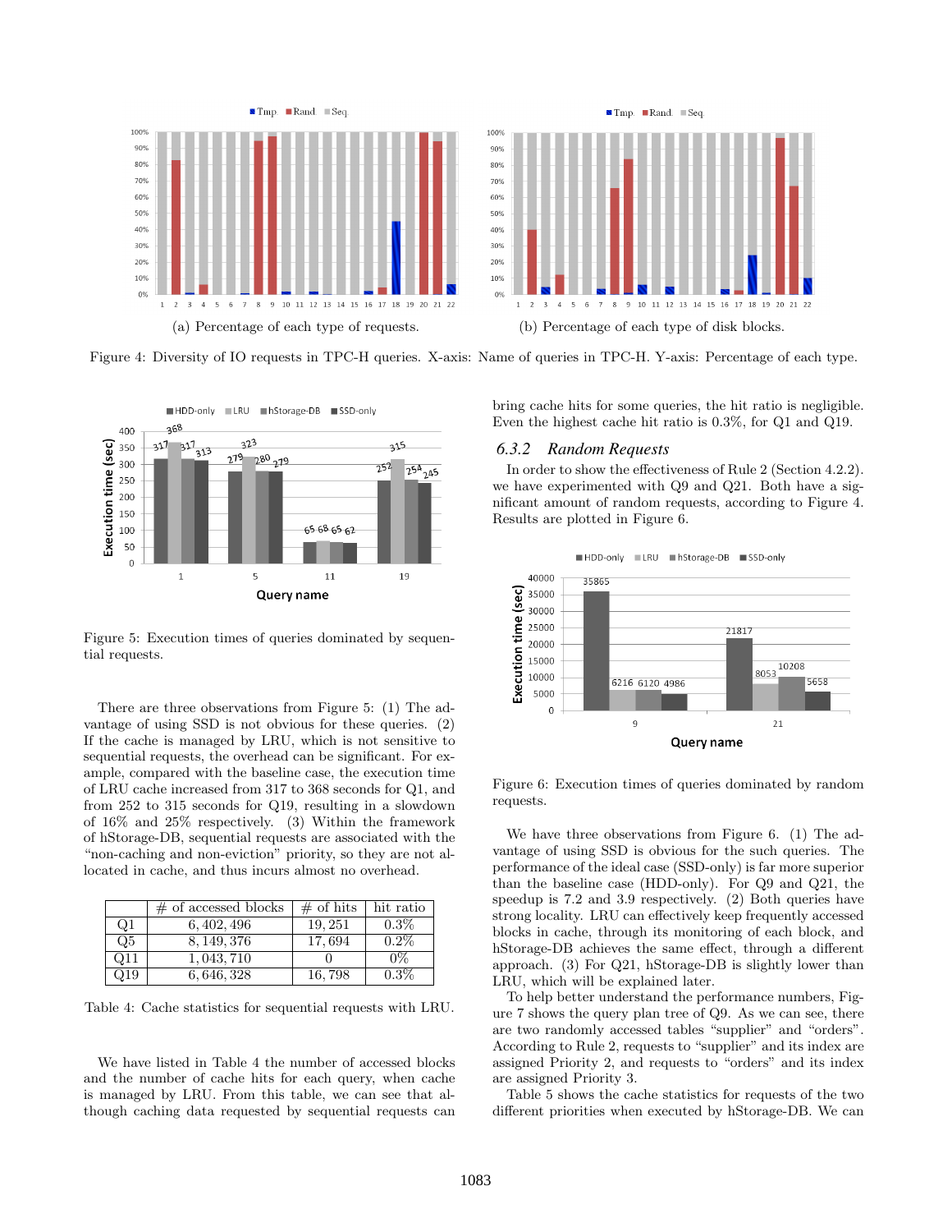Figure 4: Diversity of IO requests in TPC-H queries. X-axis: Name of queries in TPC-H. Y-axis: Percentage of each type.

(a) Percentage of each type of requests.

(b) Percentage of each type of disk blocks.

Figure 5: Execution times of queries dominated by sequential requests.

There are three observations from Figure 5: (1) The advantage of using SSD is not obvious for these queries. (2) If the cache is managed by LRU, which is not sensitive to sequential requests, the overhead can be significant. For example, compared with the baseline case, the execution time of LRU cache increased from 317 to 368 seconds for Q1, and from 252 to 315 seconds for Q19, resulting in a slowdown of 16% and 25% respectively. (3) Within the framework of hStorage-DB, sequential requests are associated with the "non-caching and non-eviction" priority, so they are not allocated in cache, and thus incurs almost no overhead.

|  | # of accessed blocks | # of hits | hit ratio |
|---|---|---|---|
| Q1 | 6,402,496 | 19,251 | 0.3% |
| Q5 | 8,149,376 | 17,694 | 0.2% |
| Q11 | 1,043,710 | 0 | 0% |
| Q19 | 6,646,328 | 16,798 | 0.3% |

Table 4: Cache statistics for sequential requests with LRU.

We have listed in Table 4 the number of accessed blocks and the number of cache hits for each query, when cache is managed by LRU. From this table, we can see that although caching data requested by sequential requests can bring cache hits for some queries, the hit ratio is negligible. Even the highest cache hit ratio is 0.3%, for Q1 and Q19.

### 6.3.2 *Random Requests*

In order to show the effectiveness of Rule 2 (Section 4.2.2). we have experimented with Q9 and Q21. Both have a significant amount of random requests, according to Figure 4. Results are plotted in Figure 6.

Figure 6: Execution times of queries dominated by random requests.

We have three observations from Figure 6. (1) The advantage of using SSD is obvious for the such queries. The performance of the ideal case (SSD-only) is far more superior than the baseline case (HDD-only). For Q9 and Q21, the speedup is 7.2 and 3.9 respectively. (2) Both queries have strong locality. LRU can effectively keep frequently accessed blocks in cache, through its monitoring of each block, and hStorage-DB achieves the same effect, through a different approach. (3) For Q21, hStorage-DB is slightly lower than LRU, which will be explained later.

To help better understand the performance numbers, Figure 7 shows the query plan tree of Q9. As we can see, there are two randomly accessed tables "supplier" and "orders". According to Rule 2, requests to "supplier" and its index are assigned Priority 2, and requests to "orders" and its index are assigned Priority 3.

Table 5 shows the cache statistics for requests of the two different priorities when executed by hStorage-DB. We can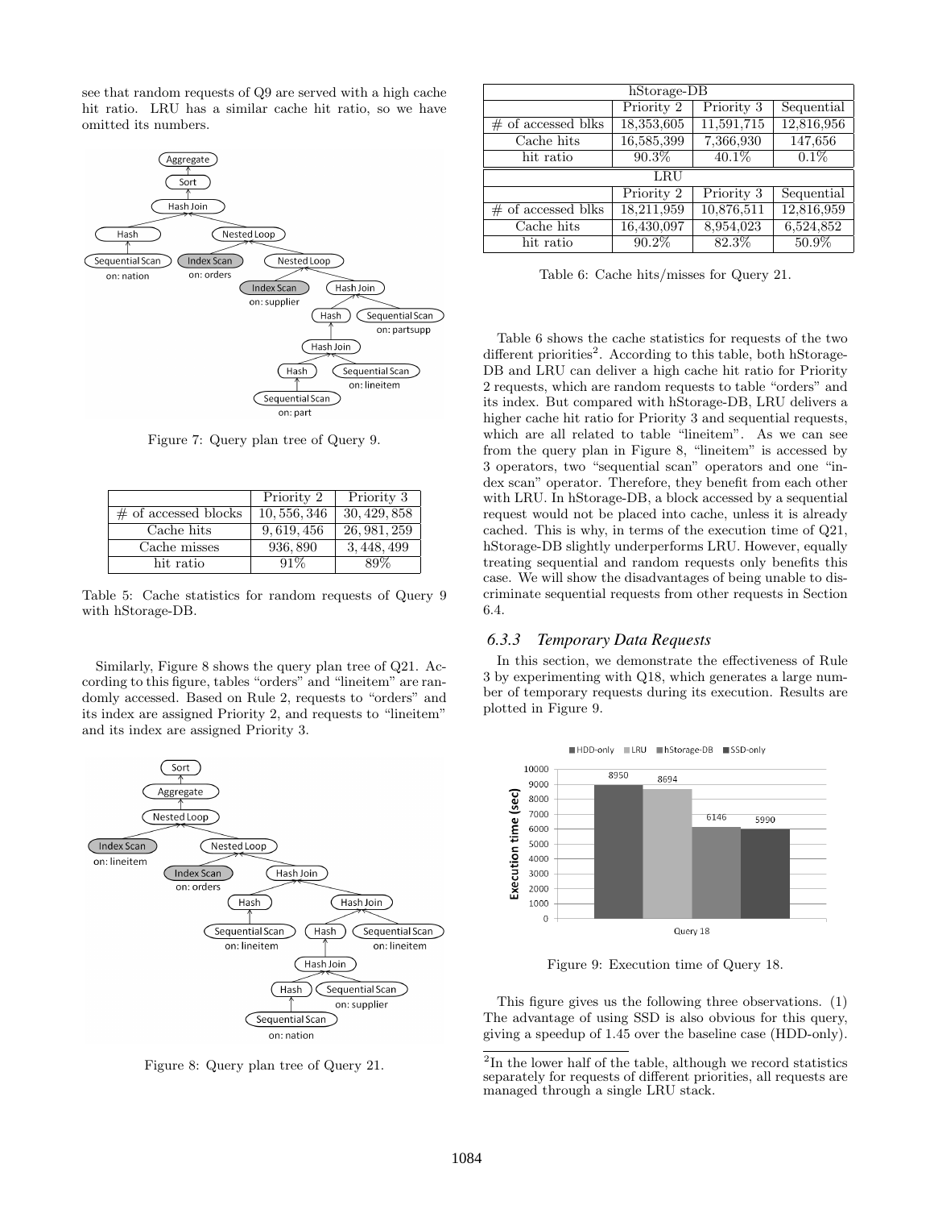see that random requests of Q9 are served with a high cache hit ratio. LRU has a similar cache hit ratio, so we have omitted its numbers.

Figure 7: Query plan tree of Query 9.

| | Priority 2 | Priority 3 |
|---|---|---|
| # of accessed blocks | 10, 556, 346 | 30, 429, 858 |
| Cache hits | 9, 619, 456 | 26, 981, 259 |
| Cache misses | 936, 890 | 3, 448, 499 |
| hit ratio | 91% | 89% |

Table 5: Cache statistics for random requests of Query 9 with hStorage-DB.

Similarly, Figure 8 shows the query plan tree of Q21. According to this figure, tables "orders" and "lineitem" are randomly accessed. Based on Rule 2, requests to "orders" and its index are assigned Priority 2, and requests to "lineitem" and its index are assigned Priority 3.

Figure 8: Query plan tree of Query 21.

| hStorage-DB | | | |
|---|---|---|---|
| | Priority 2 | Priority 3 | Sequential |
| # of accessed blks | 18,353,605 | 11,591,715 | 12,816,956 |
| Cache hits | 16,585,399 | 7,366,930 | 147,656 |
| hit ratio | 90.3% | 40.1% | 0.1% |
| **LRU** | | | |
| | Priority 2 | Priority 3 | Sequential |
| # of accessed blks | 18,211,959 | 10,876,511 | 12,816,959 |
| Cache hits | 16,430,097 | 8,954,023 | 6,524,852 |
| hit ratio | 90.2% | 82.3% | 50.9% |

Table 6: Cache hits/misses for Query 21.

Table 6 shows the cache statistics for requests of the two different priorities[2]. According to this table, both hStorage-DB and LRU can deliver a high cache hit ratio for Priority 2 requests, which are random requests to table "orders" and its index. But compared with hStorage-DB, LRU delivers a higher cache hit ratio for Priority 3 and sequential requests, which are all related to table "lineitem". As we can see from the query plan in Figure 8, "lineitem" is accessed by 3 operators, two "sequential scan" operators and one "index scan" operator. Therefore, they benefit from each other with LRU. In hStorage-DB, a block accessed by a sequential request would not be placed into cache, unless it is already cached. This is why, in terms of the execution time of Q21, hStorage-DB slightly underperforms LRU. However, equally treating sequential and random requests only benefits this case. We will show the disadvantages of being unable to discriminate sequential requests from other requests in Section 6.4.

### *6.3.3 Temporary Data Requests*

In this section, we demonstrate the effectiveness of Rule 3 by experimenting with Q18, which generates a large number of temporary requests during its execution. Results are plotted in Figure 9.

Figure 9: Execution time of Query 18.

This figure gives us the following three observations. (1) The advantage of using SSD is also obvious for this query, giving a speedup of 1.45 over the baseline case (HDD-only).

[2]In the lower half of the table, although we record statistics separately for requests of different priorities, all requests are managed through a single LRU stack.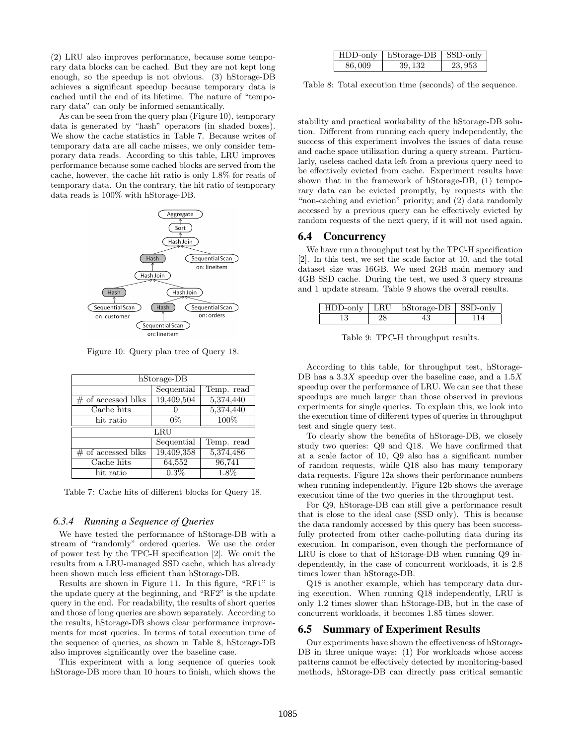(2) LRU also improves performance, because some temporary data blocks can be cached. But they are not kept long enough, so the speedup is not obvious. (3) hStorage-DB achieves a significant speedup because temporary data is cached until the end of its lifetime. The nature of "temporary data" can only be informed semantically.

As can be seen from the query plan (Figure 10), temporary data is generated by "hash" operators (in shaded boxes). We show the cache statistics in Table 7. Because writes of temporary data are all cache misses, we only consider temporary data reads. According to this table, LRU improves performance because some cached blocks are served from the cache, however, the cache hit ratio is only 1.8% for reads of temporary data. On the contrary, the hit ratio of temporary data reads is 100% with hStorage-DB.

Figure 10: Query plan tree of Query 18.

| hStorage-DB | | |
|---|---|---|
| | Sequential | Temp. read |
| # of accessed blks | 19,409,504 | 5,374,440 |
| Cache hits | 0 | 5,374,440 |
| hit ratio | 0% | 100% |
| **LRU** | | |
| | Sequential | Temp. read |
| # of accessed blks | 19,409,358 | 5,374,486 |
| Cache hits | 64,552 | 96,741 |
| hit ratio | 0.3% | 1.8% |

Table 7: Cache hits of different blocks for Query 18.

#### *6.3.4 Running a Sequence of Queries*

We have tested the performance of hStorage-DB with a stream of "randomly" ordered queries. We use the order of power test by the TPC-H specification [2]. We omit the results from a LRU-managed SSD cache, which has already been shown much less efficient than hStorage-DB.

Results are shown in Figure 11. In this figure, "RF1" is the update query at the beginning, and "RF2" is the update query in the end. For readability, the results of short queries and those of long queries are shown separately. According to the results, hStorage-DB shows clear performance improvements for most queries. In terms of total execution time of the sequence of queries, as shown in Table 8, hStorage-DB also improves significantly over the baseline case.

This experiment with a long sequence of queries took hStorage-DB more than 10 hours to finish, which shows the

| HDD-only | hStorage-DB | SSD-only |
|---|---|---|
| 86,009 | 39,132 | 23,953 |

Table 8: Total execution time (seconds) of the sequence.

stability and practical workability of the hStorage-DB solution. Different from running each query independently, the success of this experiment involves the issues of data reuse and cache space utilization during a query stream. Particularly, useless cached data left from a previous query need to be effectively evicted from cache. Experiment results have shown that in the framework of hStorage-DB, (1) temporary data can be evicted promptly, by requests with the "non-caching and eviction" priority; and (2) data randomly accessed by a previous query can be effectively evicted by random requests of the next query, if it will not used again.

## 6.4 Concurrency

We have run a throughput test by the TPC-H specification [2]. In this test, we set the scale factor at 10, and the total dataset size was 16GB. We used 2GB main memory and 4GB SSD cache. During the test, we used 3 query streams and 1 update stream. Table 9 shows the overall results.

| HDD-only | LRU | hStorage-DB | SSD-only |
|---|---|---|---|
| 13 | 28 | 43 | 114 |

Table 9: TPC-H throughput results.

According to this table, for throughput test, hStorage-DB has a $3.3X$ speedup over the baseline case, and a $1.5X$ speedup over the performance of LRU. We can see that these speedups are much larger than those observed in previous experiments for single queries. To explain this, we look into the execution time of different types of queries in throughput test and single query test.

To clearly show the benefits of hStorage-DB, we closely study two queries: Q9 and Q18. We have confirmed that at a scale factor of 10, Q9 also has a significant number of random requests, while Q18 also has many temporary data requests. Figure 12a shows their performance numbers when running independently. Figure 12b shows the average execution time of the two queries in the throughput test.

For Q9, hStorage-DB can still give a performance result that is close to the ideal case (SSD only). This is because the data randomly accessed by this query has been successfully protected from other cache-polluting data during its execution. In comparison, even though the performance of LRU is close to that of hStorage-DB when running Q9 independently, in the case of concurrent workloads, it is 2.8 times lower than hStorage-DB.

Q18 is another example, which has temporary data during execution. When running Q18 independently, LRU is only 1.2 times slower than hStorage-DB, but in the case of concurrent workloads, it becomes 1.85 times slower.

## 6.5 Summary of Experiment Results

Our experiments have shown the effectiveness of hStorage-DB in three unique ways: (1) For workloads whose access patterns cannot be effectively detected by monitoring-based methods, hStorage-DB can directly pass critical semantic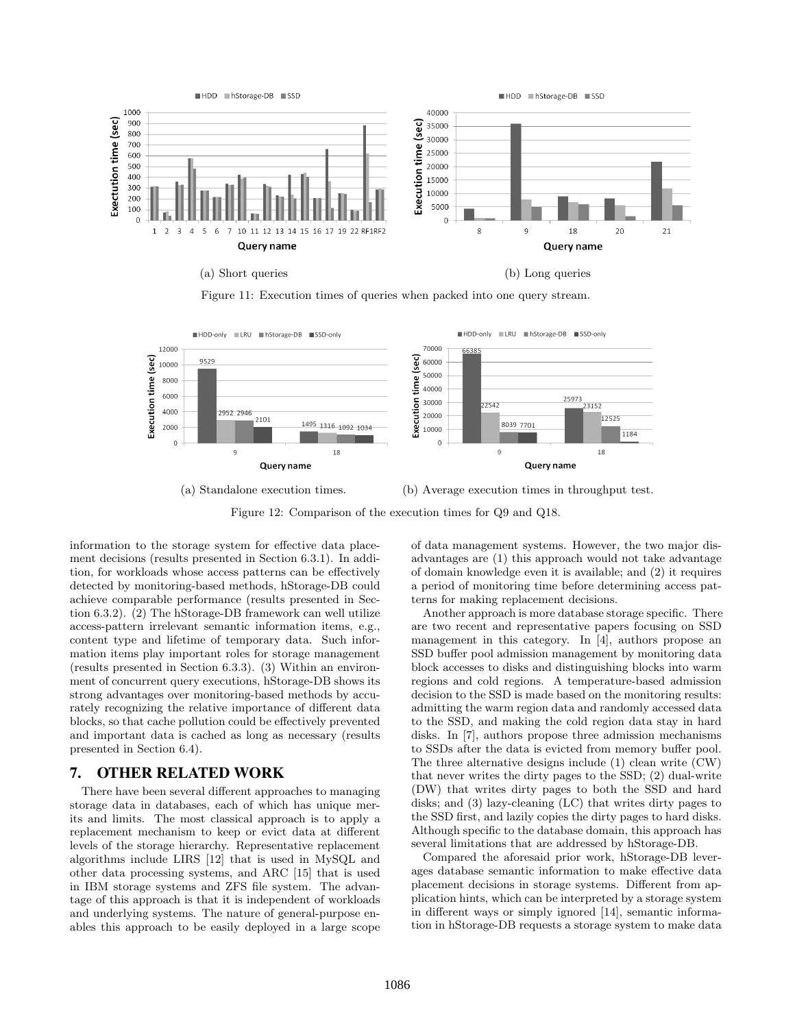(a) Short queries

(b) Long queries

Figure 11: Execution times of queries when packed into one query stream.

(a) Standalone execution times.

(b) Average execution times in throughput test.

Figure 12: Comparison of the execution times for Q9 and Q18.

information to the storage system for effective data placement decisions (results presented in Section 6.3.1). In addition, for workloads whose access patterns can be effectively detected by monitoring-based methods, hStorage-DB could achieve comparable performance (results presented in Section 6.3.2). (2) The hStorage-DB framework can well utilize access-pattern irrelevant semantic information items, e.g., content type and lifetime of temporary data. Such information items play important roles for storage management (results presented in Section 6.3.3). (3) Within an environment of concurrent query executions, hStorage-DB shows its strong advantages over monitoring-based methods by accurately recognizing the relative importance of different data blocks, so that cache pollution could be effectively prevented and important data is cached as long as necessary (results presented in Section 6.4).

# 7. OTHER RELATED WORK

There have been several different approaches to managing storage data in databases, each of which has unique merits and limits. The most classical approach is to apply a replacement mechanism to keep or evict data at different levels of the storage hierarchy. Representative replacement algorithms include LIRS [12] that is used in MySQL and other data processing systems, and ARC [15] that is used in IBM storage systems and ZFS file system. The advantage of this approach is that it is independent of workloads and underlying systems. The nature of general-purpose enables this approach to be easily deployed in a large scope of data management systems. However, the two major disadvantages are (1) this approach would not take advantage of domain knowledge even it is available; and (2) it requires a period of monitoring time before determining access patterns for making replacement decisions.

Another approach is more database storage specific. There are two recent and representative papers focusing on SSD management in this category. In [4], authors propose an SSD buffer pool admission management by monitoring data block accesses to disks and distinguishing blocks into warm regions and cold regions. A temperature-based admission decision to the SSD is made based on the monitoring results: admitting the warm region data and randomly accessed data to the SSD, and making the cold region data stay in hard disks. In [7], authors propose three admission mechanisms to SSDs after the data is evicted from memory buffer pool. The three alternative designs include (1) clean write (CW) that never writes the dirty pages to the SSD; (2) dual-write (DW) that writes dirty pages to both the SSD and hard disks; and (3) lazy-cleaning (LC) that writes dirty pages to the SSD first, and lazily copies the dirty pages to hard disks. Although specific to the database domain, this approach has several limitations that are addressed by hStorage-DB.

Compared the aforesaid prior work, hStorage-DB leverages database semantic information to make effective data placement decisions in storage systems. Different from application hints, which can be interpreted by a storage system in different ways or simply ignored [14], semantic information in hStorage-DB requests a storage system to make data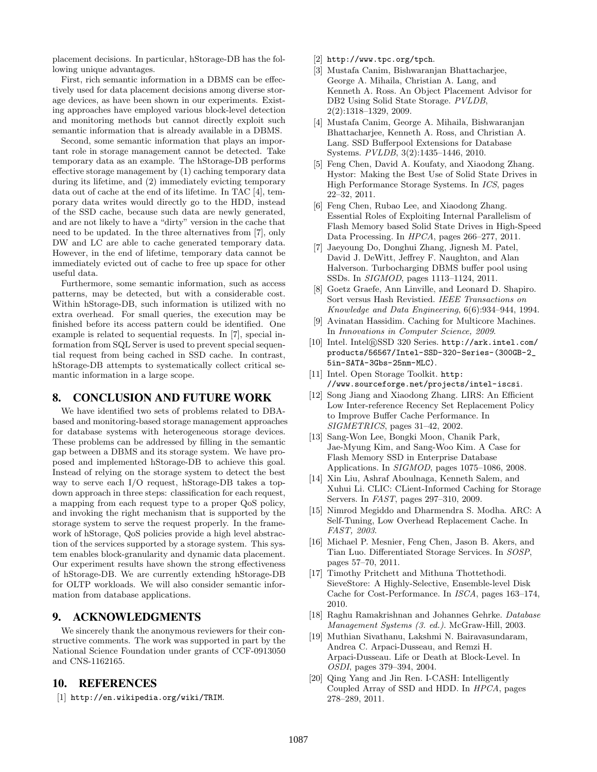placement decisions. In particular, hStorage-DB has the following unique advantages.

First, rich semantic information in a DBMS can be effectively used for data placement decisions among diverse storage devices, as have been shown in our experiments. Existing approaches have employed various block-level detection and monitoring methods but cannot directly exploit such semantic information that is already available in a DBMS.

Second, some semantic information that plays an important role in storage management cannot be detected. Take temporary data as an example. The hStorage-DB performs effective storage management by (1) caching temporary data during its lifetime, and (2) immediately evicting temporary data out of cache at the end of its lifetime. In TAC [4], temporary data writes would directly go to the HDD, instead of the SSD cache, because such data are newly generated, and are not likely to have a "dirty" version in the cache that need to be updated. In the three alternatives from [7], only DW and LC are able to cache generated temporary data. However, in the end of lifetime, temporary data cannot be immediately evicted out of cache to free up space for other useful data.

Furthermore, some semantic information, such as access patterns, may be detected, but with a considerable cost. Within hStorage-DB, such information is utilized with no extra overhead. For small queries, the execution may be finished before its access pattern could be identified. One example is related to sequential requests. In [7], special information from SQL Server is used to prevent special sequential request from being cached in SSD cache. In contrast, hStorage-DB attempts to systematically collect critical semantic information in a large scope.

## 8. CONCLUSION AND FUTURE WORK

We have identified two sets of problems related to DBA-based and monitoring-based storage management approaches for database systems with heterogeneous storage devices. These problems can be addressed by filling in the semantic gap between a DBMS and its storage system. We have proposed and implemented hStorage-DB to achieve this goal. Instead of relying on the storage system to detect the best way to serve each I/O request, hStorage-DB takes a top-down approach in three steps: classification for each request, a mapping from each request type to a proper QoS policy, and invoking the right mechanism that is supported by the storage system to serve the request properly. In the framework of hStorage, QoS policies provide a high level abstraction of the services supported by a storage system. This system enables block-granularity and dynamic data placement. Our experiment results have shown the strong effectiveness of hStorage-DB. We are currently extending hStorage-DB for OLTP workloads. We will also consider semantic information from database applications.

## 9. ACKNOWLEDGMENTS

We sincerely thank the anonymous reviewers for their constructive comments. The work was supported in part by the National Science Foundation under grants of CCF-0913050 and CNS-1162165.

## 10. REFERENCES

[1] http://en.wikipedia.org/wiki/TRIM.

[2] http://www.tpc.org/tpch.

[3] Mustafa Canim, Bishwaranjan Bhattacharjee, George A. Mihaila, Christian A. Lang, and Kenneth A. Ross. An Object Placement Advisor for DB2 Using Solid State Storage. *PVLDB*, 2(2):1318–1329, 2009.

[4] Mustafa Canim, George A. Mihaila, Bishwaranjan Bhattacharjee, Kenneth A. Ross, and Christian A. Lang. SSD Bufferpool Extensions for Database Systems. *PVLDB*, 3(2):1435–1446, 2010.

[5] Feng Chen, David A. Koufaty, and Xiaodong Zhang. Hystor: Making the Best Use of Solid State Drives in High Performance Storage Systems. In *ICS*, pages 22–32, 2011.

[6] Feng Chen, Rubao Lee, and Xiaodong Zhang. Essential Roles of Exploiting Internal Parallelism of Flash Memory based Solid State Drives in High-Speed Data Processing. In *HPCA*, pages 266–277, 2011.

[7] Jaeyoung Do, Donghui Zhang, Jignesh M. Patel, David J. DeWitt, Jeffrey F. Naughton, and Alan Halverson. Turbocharging DBMS buffer pool using SSDs. In *SIGMOD*, pages 1113–1124, 2011.

[8] Goetz Graefe, Ann Linville, and Leonard D. Shapiro. Sort versus Hash Revistied. *IEEE Transactions on Knowledge and Data Engineering*, 6(6):934–944, 1994.

[9] Avinatan Hassidim. Caching for Multicore Machines. In *Innovations in Computer Science, 2009*.

[10] Intel. Intel®SSD 320 Series. http://ark.intel.com/products/56567/Intel-SSD-320-Series-(300GB-2_5in-SATA-3Gbs-25nm-MLC).

[11] Intel. Open Storage Toolkit. http://www.sourceforge.net/projects/intel-iscsi.

[12] Song Jiang and Xiaodong Zhang. LIRS: An Efficient Low Inter-reference Recency Set Replacement Policy to Improve Buffer Cache Performance. In *SIGMETRICS*, pages 31–42, 2002.

[13] Sang-Won Lee, Bongki Moon, Chanik Park, Jae-Myung Kim, and Sang-Woo Kim. A Case for Flash Memory SSD in Enterprise Database Applications. In *SIGMOD*, pages 1075–1086, 2008.

[14] Xin Liu, Ashraf Aboulnaga, Kenneth Salem, and Xuhui Li. CLIC: CLient-Informed Caching for Storage Servers. In *FAST*, pages 297–310, 2009.

[15] Nimrod Megiddo and Dharmendra S. Modha. ARC: A Self-Tuning, Low Overhead Replacement Cache. In *FAST, 2003*.

[16] Michael P. Mesnier, Feng Chen, Jason B. Akers, and Tian Luo. Differentiated Storage Services. In *SOSP*, pages 57–70, 2011.

[17] Timothy Pritchett and Mithuna Thottethodi. SieveStore: A Highly-Selective, Ensemble-level Disk Cache for Cost-Performance. In *ISCA*, pages 163–174, 2010.

[18] Raghu Ramakrishnan and Johannes Gehrke. *Database Management Systems (3. ed.)*. McGraw-Hill, 2003.

[19] Muthian Sivathanu, Lakshmi N. Bairavasundaram, Andrea C. Arpaci-Dusseau, and Remzi H. Arpaci-Dusseau. Life or Death at Block-Level. In *OSDI*, pages 379–394, 2004.

[20] Qing Yang and Jin Ren. I-CASH: Intelligently Coupled Array of SSD and HDD. In *HPCA*, pages 278–289, 2011.